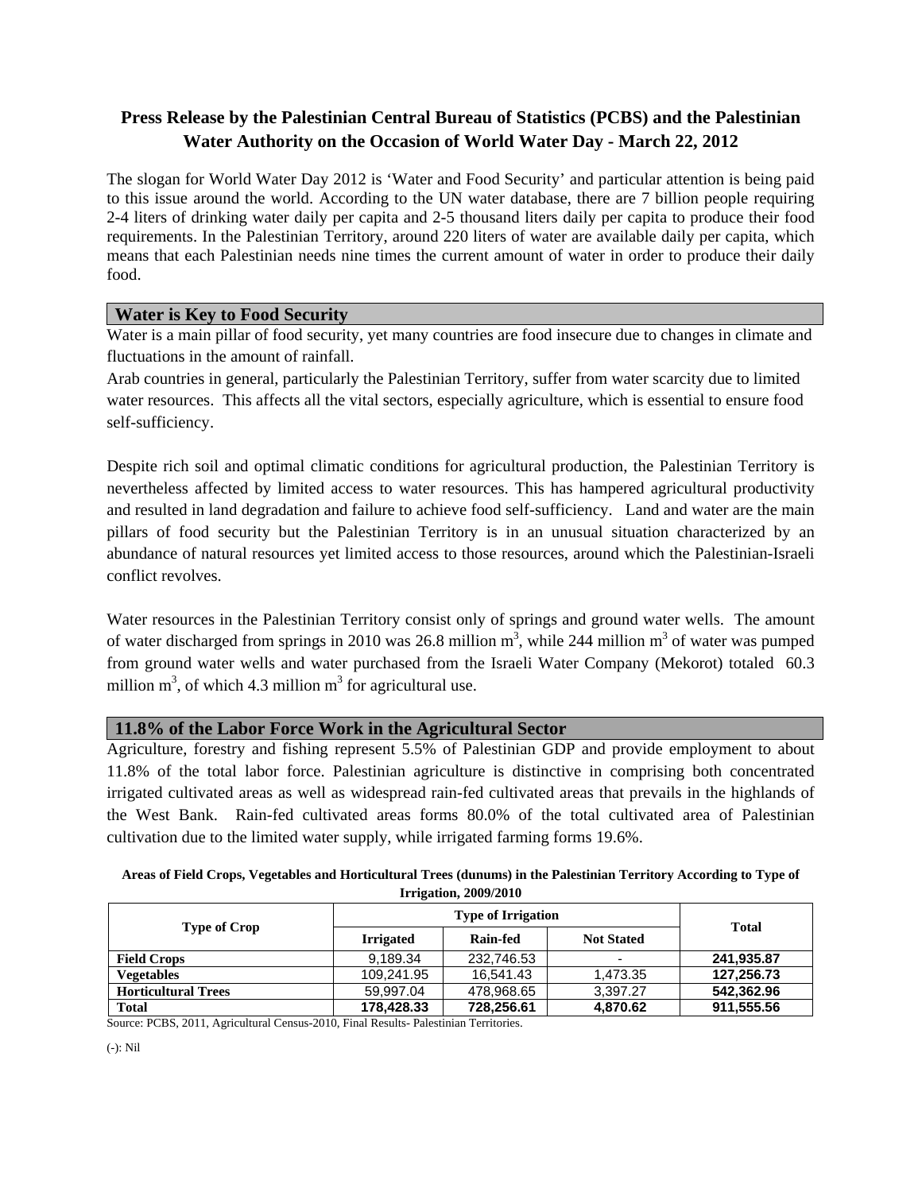# Press Release by the Palestinian Central Bureau of Statistics (PCBS) and the Palestinian Water Authority on the Occasion of World Water Day - March 22, 2012

The slogan for World Water Day 2012 is 'Water and Food Security' and particular attention is being paid to this issue around the world. According to the UN water database, there are 7 billion people requiring 2-4 liters of drinking water daily per capita and 2-5 thousand liters daily per capita to produce their food requirements. In the Palestinian Territory, around 220 liters of water are available daily per capita, which means that each Palestinian needs nine times the current amount of water in order to produce their daily food.

## Water is Key to Food Security

Water is a main pillar of food security, yet many countries are food insecure due to changes in climate and fluctuations in the amount of rainfall.

Arab countries in general, particularly the Palestinian Territory, suffer from water scarcity due to limited water resources. This affects all the vital sectors, especially agriculture, which is essential to ensure food self-sufficiency.

Despite rich soil and optimal climatic conditions for agricultural production, the Palestinian Territory is nevertheless affected by limited access to water resources. This has hampered agricultural productivity and resulted in land degradation and failure to achieve food self-sufficiency. Land and water are the main pillars of food security but the Palestinian Territory is in an unusual situation characterized by an abundance of natural resources yet limited access to those resources, around which the Palestinian-Israeli conflict revolves.

Water resources in the Palestinian Territory consist only of springs and ground water wells. The amount of water discharged from springs in 2010 was 26.8 million $m^3$, while 244 million $m^3$ of water was pumped from ground water wells and water purchased from the Israeli Water Company (Mekorot) totaled 60.3 million $m^3$, of which 4.3 million $m^3$ for agricultural use.

## 11.8% of the Labor Force Work in the Agricultural Sector

Agriculture, forestry and fishing represent 5.5% of Palestinian GDP and provide employment to about 11.8% of the total labor force. Palestinian agriculture is distinctive in comprising both concentrated irrigated cultivated areas as well as widespread rain-fed cultivated areas that prevails in the highlands of the West Bank. Rain-fed cultivated areas forms 80.0% of the total cultivated area of Palestinian cultivation due to the limited water supply, while irrigated farming forms 19.6%.

**Areas of Field Crops, Vegetables and Horticultural Trees (dunums) in the Palestinian Territory According to Type of Irrigation, 2009/2010**

| Type of Crop | Type of Irrigation | | | Total |
|---|---|---|---|---|
| | Irrigated | Rain-fed | Not Stated | |
| **Field Crops** | 9,189.34 | 232,746.53 | - | **241,935.87** |
| **Vegetables** | 109,241.95 | 16,541.43 | 1,473.35 | **127,256.73** |
| **Horticultural Trees** | 59,997.04 | 478,968.65 | 3,397.27 | **542,362.96** |
| **Total** | **178,428.33** | **728,256.61** | **4,870.62** | **911,555.56** |

Source: PCBS, 2011, Agricultural Census-2010, Final Results- Palestinian Territories.

(-): Nil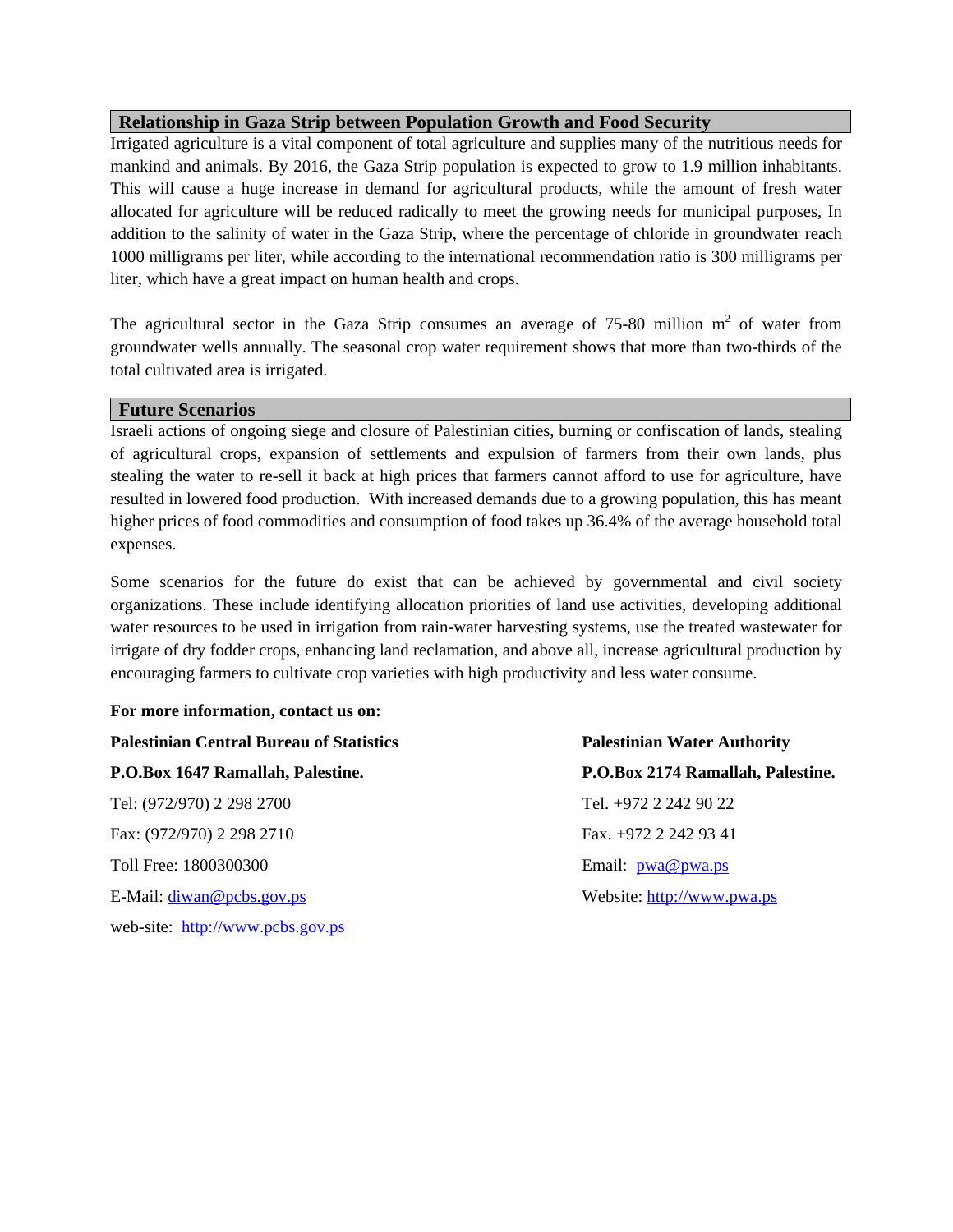## Relationship in Gaza Strip between Population Growth and Food Security

Irrigated agriculture is a vital component of total agriculture and supplies many of the nutritious needs for mankind and animals. By 2016, the Gaza Strip population is expected to grow to 1.9 million inhabitants. This will cause a huge increase in demand for agricultural products, while the amount of fresh water allocated for agriculture will be reduced radically to meet the growing needs for municipal purposes, In addition to the salinity of water in the Gaza Strip, where the percentage of chloride in groundwater reach 1000 milligrams per liter, while according to the international recommendation ratio is 300 milligrams per liter, which have a great impact on human health and crops.

The agricultural sector in the Gaza Strip consumes an average of 75-80 million $m^2$ of water from groundwater wells annually. The seasonal crop water requirement shows that more than two-thirds of the total cultivated area is irrigated.

## Future Scenarios

Israeli actions of ongoing siege and closure of Palestinian cities, burning or confiscation of lands, stealing of agricultural crops, expansion of settlements and expulsion of farmers from their own lands, plus stealing the water to re-sell it back at high prices that farmers cannot afford to use for agriculture, have resulted in lowered food production. With increased demands due to a growing population, this has meant higher prices of food commodities and consumption of food takes up 36.4% of the average household total expenses.

Some scenarios for the future do exist that can be achieved by governmental and civil society organizations. These include identifying allocation priorities of land use activities, developing additional water resources to be used in irrigation from rain-water harvesting systems, use the treated wastewater for irrigate of dry fodder crops, enhancing land reclamation, and above all, increase agricultural production by encouraging farmers to cultivate crop varieties with high productivity and less water consume.

**For more information, contact us on:**

**Palestinian Central Bureau of Statistics**

**P.O.Box 1647 Ramallah, Palestine.**

Tel: (972/970) 2 298 2700

Fax: (972/970) 2 298 2710

Toll Free: 1800300300

E-Mail: diwan@pcbs.gov.ps

web-site: http://www.pcbs.gov.ps

**Palestinian Water Authority**

**P.O.Box 2174 Ramallah, Palestine.**

Tel. +972 2 242 90 22

Fax. +972 2 242 93 41

Email: pwa@pwa.ps

Website: http://www.pwa.ps